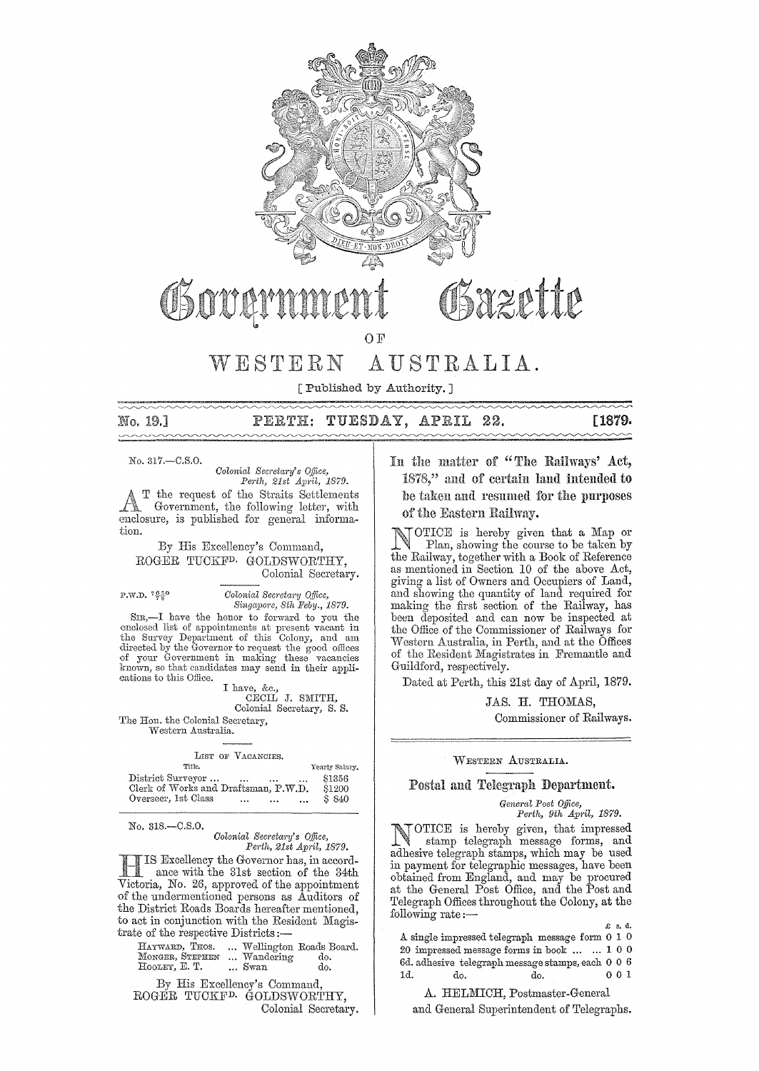# Government Gazette

OF

# WESTERN AUSTRALIA.

[ Published by Authority. ]

No. 19.] PERTH: TUESDAY, APRIL 22. [1879.

No. 317.—C.S.O.

*Colonial Secretary's Office,*
*Perth, 21st April, 1879.*

AT the request of the Straits Settlements Government, the following letter, with enclosure, is published for general information.

By His Excellency's Command,
ROGER TUCKFD. GOLDSWORTHY,
Colonial Secretary.

P.W.D. 7650/78

*Colonial Secretary Office,*
*Singapore, 8th Feby., 1879.*

SIR,—I have the honor to forward to you the enclosed list of appointments at present vacant in the Survey Department of this Colony, and am directed by the Governor to request the good offices of your Government in making these vacancies known, so that candidates may send in their applications to this Office.

I have, &c.,
CECIL J. SMITH,
Colonial Secretary, S. S.

The Hon. the Colonial Secretary,
Western Australia.

LIST OF VACANCIES.

| Title. | Yearly Salary. |
|---|---|
| District Surveyor ... ... ... ... | $1356 |
| Clerk of Works and Draftsman, P.W.D. | $1200 |
| Overseer, 1st Class ... ... ... | $ 840 |

No. 318.—C.S.O.

*Colonial Secretary's Office,*
*Perth, 21st April, 1879.*

HIS Excellency the Governor has, in accordance with the 31st section of the 34th Victoria, No. 26, approved of the appointment of the undermentioned persons as Auditors of the District Roads Boards hereafter mentioned, to act in conjunction with the Resident Magistrate of the respective Districts:—

| | |
|---|---|
| HAYWARD, THOS. | ... Wellington Roads Board. |
| MONGER, STEPHEN | ... Wandering do. |
| HOOLEY, E. T. | ... Swan do. |

By His Excellency's Command,
ROGER TUCKFD. GOLDSWORTHY,
Colonial Secretary.

## In the matter of "The Railways' Act, 1878," and of certain land intended to be taken and resumed for the purposes of the Eastern Railway.

NOTICE is hereby given that a Map or Plan, showing the course to be taken by the Railway, together with a Book of Reference as mentioned in Section 10 of the above Act, giving a list of Owners and Occupiers of Land, and showing the quantity of land required for making the first section of the Railway, has been deposited and can now be inspected at the Office of the Commissioner of Railways for Western Australia, in Perth, and at the Offices of the Resident Magistrates in Fremantle and Guildford, respectively.

Dated at Perth, this 21st day of April, 1879.

JAS. H. THOMAS,
Commissioner of Railways.

WESTERN AUSTRALIA.

## Postal and Telegraph Department.

*General Post Office,*
*Perth, 9th April, 1879.*

NOTICE is hereby given, that impressed stamp telegraph message forms, and adhesive telegraph stamps, which may be used in payment for telegraphic messages, have been obtained from England, and may be procured at the General Post Office, and the Post and Telegraph Offices throughout the Colony, at the following rate:—

| | £ s. d. |
|---|---|
| A single impressed telegraph message form | 0 1 0 |
| 20 impressed message forms in book ... ... ... | 1 0 0 |
| 6d. adhesive telegraph message stamps, each | 0 0 6 |
| 1d. do. do. do. | 0 0 1 |

A. HELMICH, Postmaster-General
and General Superintendent of Telegraphs.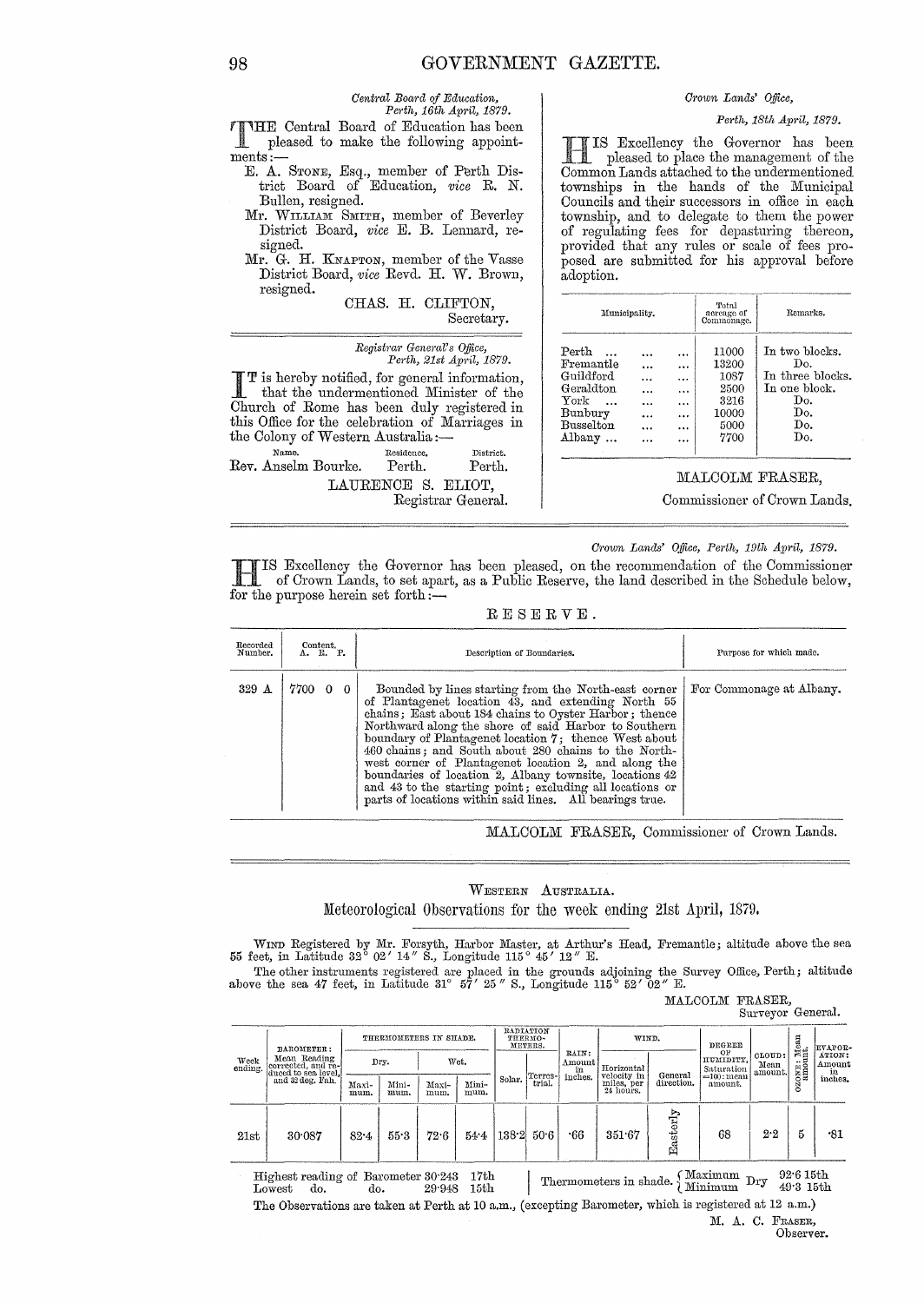*Central Board of Education,*
*Perth, 16th April, 1879.*

THE Central Board of Education has been pleased to make the following appointments:—

E. A. STONE, Esq., member of Perth District Board of Education, *vice* R. N. Bullen, resigned.

Mr. WILLIAM SMITH, member of Beverley District Board, *vice* E. B. Lennard, resigned.

Mr. G. H. KNAPTON, member of the Vasse District Board, *vice* Revd. H. W. Brown, resigned.

CHAS. H. CLIFTON,
Secretary.

---

*Registrar General's Office,*
*Perth, 21st April, 1879.*

IT is hereby notified, for general information, that the undermentioned Minister of the Church of Rome has been duly registered in this Office for the celebration of Marriages in the Colony of Western Australia:—

| Name. | Residence. | District. |
|---|---|---|
| Rev. Anselm Bourke. | Perth. | Perth. |

LAURENCE S. ELIOT,
Registrar General.

---

*Crown Lands' Office,*
*Perth, 18th April, 1879.*

HIS Excellency the Governor has been pleased to place the management of the Common Lands attached to the undermentioned townships in the hands of the Municipal Councils and their successors in office in each township, and to delegate to them the power of regulating fees for depasturing thereon, provided that any rules or scale of fees proposed are submitted for his approval before adoption.

| Municipality. | Total acreage of Commonage. | Remarks. |
|---|---|---|
| Perth ... ... ... | 11000 | In two blocks. |
| Fremantle ... ... | 13200 | Do. |
| Guildford ... ... | 1087 | In three blocks. |
| Geraldton ... ... | 2500 | In one block. |
| York ... ... ... | 3216 | Do. |
| Bunbury ... ... | 10000 | Do. |
| Busselton ... ... | 5000 | Do. |
| Albany ... ... ... | 7700 | Do. |

MALCOLM FRASER,
Commissioner of Crown Lands.

---

*Crown Lands' Office, Perth, 19th April, 1879.*

HIS Excellency the Governor has been pleased, on the recommendation of the Commissioner of Crown Lands, to set apart, as a Public Reserve, the land described in the Schedule below, for the purpose herein set forth:—

RESERVE.

| Recorded Number. | Content. A. R. P. | Description of Boundaries. | Purpose for which made. |
|---|---|---|---|
| 329 A | 7700 0 0 | Bounded by lines starting from the North-east corner of Plantagenet location 43, and extending North 55 chains; East about 184 chains to Oyster Harbor; thence Northward along the shore of said Harbor to Southern boundary of Plantagenet location 7; thence West about 460 chains; and South about 280 chains to the North-west corner of Plantagenet location 2, and along the boundaries of location 2, Albany townsite, locations 42 and 43 to the starting point; excluding all locations or parts of locations within said lines. All bearings true. | For Commonage at Albany. |

MALCOLM FRASER, Commissioner of Crown Lands.

---

WESTERN AUSTRALIA.

## Meteorological Observations for the week ending 21st April, 1879.

WIND Registered by Mr. Forsyth, Harbor Master, at Arthur's Head, Fremantle; altitude above the sea 55 feet, in Latitude 32° 02′ 14″ S., Longitude 115° 45′ 12″ E.

The other instruments registered are placed in the grounds adjoining the Survey Office, Perth; altitude above the sea 47 feet, in Latitude 31° 57′ 25″ S., Longitude 115° 52′ 02″ E.

MALCOLM FRASER,
Surveyor General.

| Week ending. | BAROMETER: Mean Reading corrected, and reduced to sea level, and 32 deg. Fah. | THERMOMETERS IN SHADE. Dry. Maximum. | Dry. Minimum. | Wet. Maximum. | Wet. Minimum. | RADIATION THERMOMETERS. Solar. | Terrestrial. | RAIN: Amount in inches. | WIND. Horizontal velocity in miles, per 24 hours. | WIND. General direction. | DEGREE OF HUMIDITY, Saturation =100: mean amount. | CLOUD: Mean amount. | OZONE: Mean amount. | EVAPORATION: Amount in inches. |
|---|---|---|---|---|---|---|---|---|---|---|---|---|---|---|
| 21st | 30·087 | 82·4 | 55·3 | 72·6 | 54·4 | 138·2 | 50·6 | ·66 | 351·67 | Easterly | 68 | 2·2 | 5 | ·81 |

Highest reading of Barometer 30·243 17th
Lowest do. do. 29·948 15th

Thermometers in shade. Maximum Dry 92·6 15th; Minimum Dry 49·3 15th

The Observations are taken at Perth at 10 a.m., (excepting Barometer, which is registered at 12 a.m.)

M. A. C. FRASER,
Observer.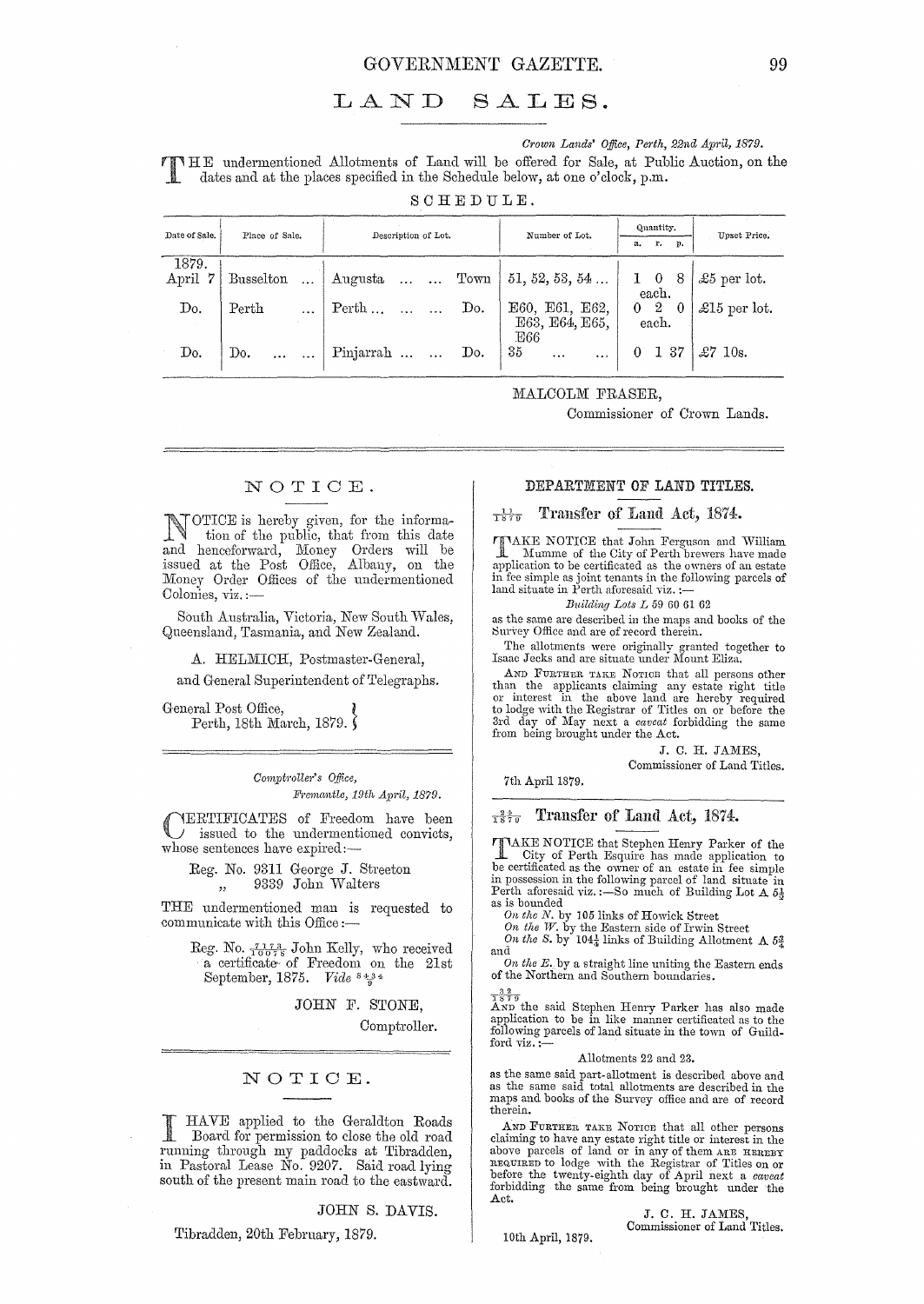# LAND SALES.

*Crown Lands' Office, Perth, 22nd April, 1879.*

THE undermentioned Allotments of Land will be offered for Sale, at Public Auction, on the dates and at the places specified in the Schedule below, at one o'clock, p.m.

SCHEDULE.

| Date of Sale. | Place of Sale. | Description of Lot. | | Number of Lot. | Quantity. a. r. p. | Upset Price. |
|---|---|---|---|---|---|---|
| 1879. April 7 | Busselton ... | Augusta ... ... | Town | 51, 52, 53, 54 ... | 1 0 8 each. | £5 per lot. |
| Do. | Perth ... | Perth ... ... ... | Do. | E60, E61, E62, E63, E64, E65, E66 | 0 2 0 each. | £15 per lot. |
| Do. | Do. ... ... | Pinjarrah ... ... | Do. | 35 ... ... | 0 1 37 | £7 10s. |

MALCOLM FRASER,
Commissioner of Crown Lands.

## NOTICE.

NOTICE is hereby given, for the information of the public, that from this date and henceforward, Money Orders will be issued at the Post Office, Albany, on the Money Order Offices of the undermentioned Colonies, viz.:—

South Australia, Victoria, New South Wales, Queensland, Tasmania, and New Zealand.

A. HELMICH, Postmaster-General,
and General Superintendent of Telegraphs.

General Post Office,
Perth, 18th March, 1879.

*Comptroller's Office,*
*Fremantle, 19th April, 1879.*

CERTIFICATES of Freedom have been issued to the undermentioned convicts, whose sentences have expired:—

Reg. No. 9311 George J. Streeton
" 9339 John Walters

THE undermentioned man is requested to communicate with this Office:—

Reg. No. $\frac{7173}{10075}$ John Kelly, who received a certificate of Freedom on the 21st September, 1875. *Vide* $\frac{8434}{9}$

JOHN F. STONE,
Comptroller.

## NOTICE.

I HAVE applied to the Geraldton Roads Board for permission to close the old road running through my paddocks at Tibradden, in Pastoral Lease No. 9207. Said road lying south of the present main road to the eastward.

JOHN S. DAVIS.

Tibradden, 20th February, 1879.

## DEPARTMENT OF LAND TITLES.

### $\frac{11}{1879}$ Transfer of Land Act, 1874.

TAKE NOTICE that John Ferguson and William Mumme of the City of Perth brewers have made application to be certificated as the owners of an estate in fee simple as joint tenants in the following parcels of land situate in Perth aforesaid viz.:—

*Building Lots L* 59 60 61 62

as the same are described in the maps and books of the Survey Office and are of record therein.

The allotments were originally granted together to Isaac Jecks and are situate under Mount Eliza.

AND FURTHER TAKE NOTICE that all persons other than the applicants claiming any estate right title or interest in the above land are hereby required to lodge with the Registrar of Titles on or before the 3rd day of May next a *caveat* forbidding the same from being brought under the Act.

J. C. H. JAMES,
Commissioner of Land Titles.

7th April 1879.

### $\frac{22}{1879}$ Transfer of Land Act, 1874.

TAKE NOTICE that Stephen Henry Parker of the City of Perth Esquire has made application to be certificated as the owner of an estate in fee simple in possession in the following parcel of land situate in Perth aforesaid viz.:—So much of Building Lot A $5\frac{1}{2}$ as is bounded

*On the N.* by 105 links of Howick Street
*On the W.* by the Eastern side of Irwin Street
*On the S.* by $104\frac{1}{4}$ links of Building Allotment A $5\frac{3}{4}$ and
*On the E.* by a straight line uniting the Eastern ends of the Northern and Southern boundaries.

$\frac{32}{1879}$
AND the said Stephen Henry Parker has also made application to be in like manner certificated as to the following parcels of land situate in the town of Guildford viz.:—

Allotments 22 and 23.

as the same said part-allotment is described above and as the same said total allotments are described in the maps and books of the Survey office and are of record therein.

AND FURTHER TAKE NOTICE that all other persons claiming to have any estate right title or interest in the above parcels of land or in any of them ARE HEREBY REQUIRED to lodge with the Registrar of Titles on or before the twenty-eighth day of April next a *caveat* forbidding the same from being brought under the Act.

J. C. H. JAMES,
Commissioner of Land Titles.

10th April, 1879.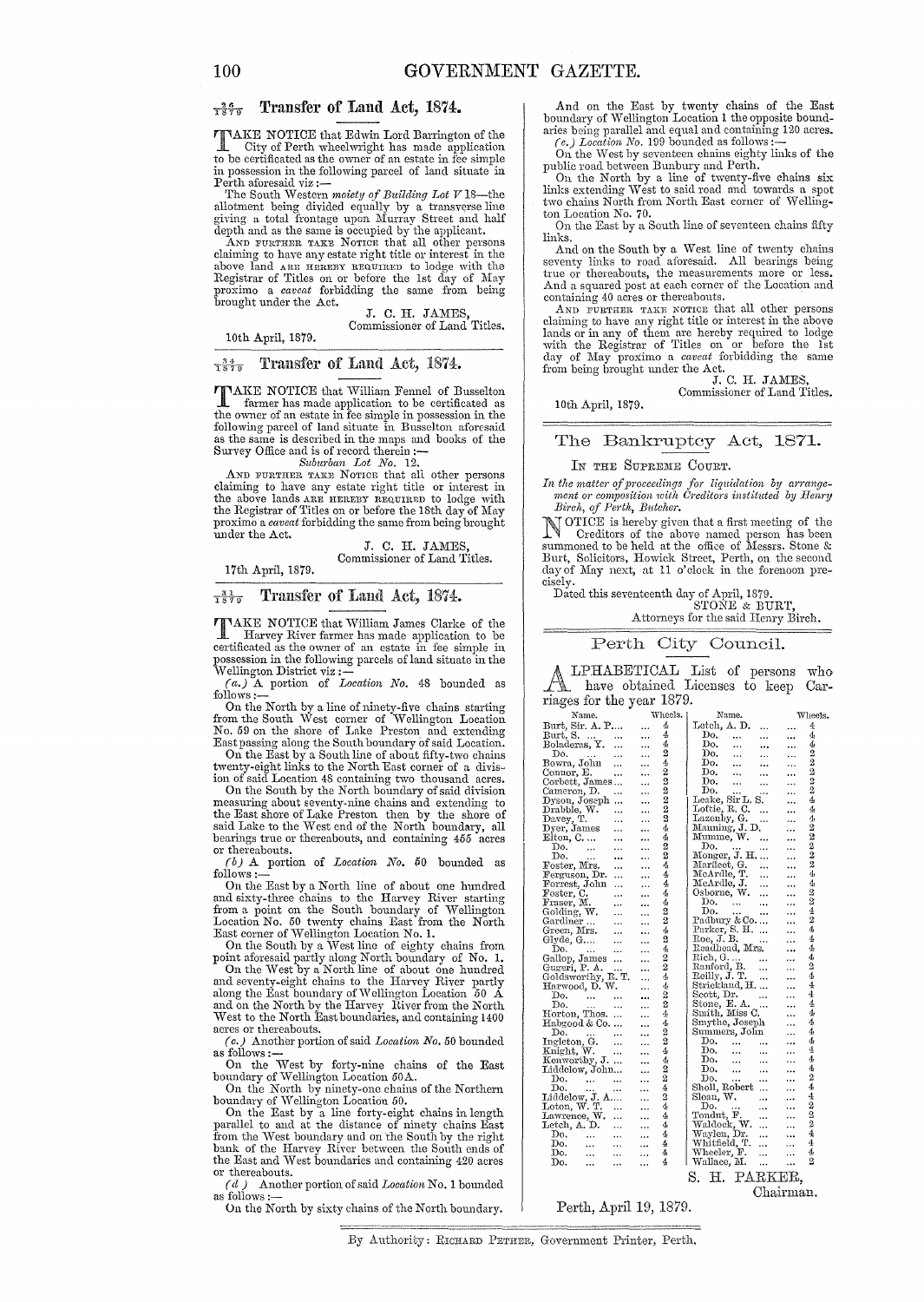## $\frac{26}{1879}$ Transfer of Land Act, 1874.

TAKE NOTICE that Edwin Lord Barrington of the City of Perth wheelwright has made application to be certificated as the owner of an estate in fee simple in possession in the following parcel of land situate in Perth aforesaid viz:—

The South Western *moiety of Building Lot V* 18—the allotment being divided equally by a transverse line giving a total frontage upon Murray Street and half depth and as the same is occupied by the applicant.

AND FURTHER TAKE NOTICE that all other persons claiming to have any estate right title or interest in the above land ARE HEREBY REQUIRED to lodge with the Registrar of Titles on or before the 1st day of May proximo a *caveat* forbidding the same from being brought under the Act.

J. C. H. JAMES,
Commissioner of Land Titles.

10th April, 1879.

## $\frac{34}{1879}$ Transfer of Land Act, 1874.

TAKE NOTICE that William Fennel of Busselton farmer has made application to be certificated as the owner of an estate in fee simple in possession in the following parcel of land situate in Busselton aforesaid as the same is described in the maps and books of the Survey Office and is of record therein:—

*Suburban Lot No.* 12.

AND FURTHER TAKE NOTICE that all other persons claiming to have any estate right title or interest in the above lands ARE HEREBY REQUIRED to lodge with the Registrar of Titles on or before the 18th day of May proximo a *caveat* forbidding the same from being brought under the Act.

J. C. H. JAMES,
Commissioner of Land Titles.

17th April, 1879.

## $\frac{31}{1879}$ Transfer of Land Act, 1874.

TAKE NOTICE that William James Clarke of the Harvey River farmer has made application to be certificated as the owner of an estate in fee simple in possession in the following parcels of land situate in the Wellington District viz:—

*(a.)* A portion of *Location No.* 48 bounded as follows:—

On the North by a line of ninety-five chains starting from the South West corner of Wellington Location No. 59 on the shore of Lake Preston and extending East passing along the South boundary of said Location.

On the East by a South line of about fifty-two chains twenty-eight links to the North East corner of a division of said Location 48 containing two thousand acres.

On the South by the North boundary of said division measuring about seventy-nine chains and extending to the East shore of Lake Preston then by the shore of said Lake to the West end of the North boundary, all bearings true or thereabouts, and containing 455 acres or thereabouts.

*(b)* A portion of *Location No.* 50 bounded as follows:—

On the East by a North line of about one hundred and sixty-three chains to the Harvey River starting from a point on the South boundary of Wellington Location No. 50 twenty chains East from the North East corner of Wellington Location No. 1.

On the South by a West line of eighty chains from point aforesaid partly along North boundary of No. 1.

On the West by a North line of about one hundred and seventy-eight chains to the Harvey River partly along the East boundary of Wellington Location 50 A and on the North by the Harvey River from the North West to the North East boundaries, and containing 1400 acres or thereabouts.

*(c.)* Another portion of said *Location No.* 50 bounded as follows:—

On the West by forty-nine chains of the East boundary of Wellington Location 50A.

On the North by ninety-one chains of the Northern boundary of Wellington Location 50.

On the East by a line forty-eight chains in length parallel to and at the distance of ninety chains East from the West boundary and on the South by the right bank of the Harvey River between the South ends of the East and West boundaries and containing 420 acres or thereabouts.

*(d.)* Another portion of said *Location* No. 1 bounded as follows:—

On the North by sixty chains of the North boundary.

And on the East by twenty chains of the East boundary of Wellington Location 1 the opposite boundaries being parallel and equal and containing 120 acres.

*(e.) Location No.* 199 bounded as follows:—

On the West by seventeen chains eighty links of the public road between Bunbury and Perth.

On the North by a line of twenty-five chains six links extending West to said road and towards a spot two chains North from North East corner of Wellington Location No. 70.

On the East by a South line of seventeen chains fifty links.

And on the South by a West line of twenty chains seventy links to road aforesaid. All bearings being true or thereabouts, the measurements more or less. And a squared post at each corner of the Location and containing 40 acres or thereabouts.

AND FURTHER TAKE NOTICE that all other persons claiming to have any right title or interest in the above lands or in any of them are hereby required to lodge with the Registrar of Titles on or before the 1st day of May proximo a *caveat* forbidding the same from being brought under the Act.

J. C. H. JAMES,
Commissioner of Land Titles.

10th April, 1879.

## The Bankruptcy Act, 1871.

IN THE SUPREME COURT.

*In the matter of proceedings for liquidation by arrangement or composition with Creditors instituted by Henry Birch, of Perth, Butcher.*

NOTICE is hereby given that a first meeting of the Creditors of the above named person has been summoned to be held at the office of Messrs. Stone & Burt, Solicitors, Howick Street, Perth, on the second day of May next, at 11 o'clock in the forenoon precisely.

Dated this seventeenth day of April, 1879.

STONE & BURT,
Attorneys for the said Henry Birch.

## Perth City Council.

ALPHABETICAL List of persons who have obtained Licenses to keep Carriages for the year 1879.

| Name. | Wheels. | Name. | Wheels. |
|---|---|---|---|
| Burt, Sir. A. P.... | 4 | Letch, A. D. | 4 |
| Burt, S. | 4 | Do. | 4 |
| Boladeras, Y. | 4 | Do. | 4 |
| Do. | 2 | Do. | 2 |
| Bowra, John | 4 | Do. | 2 |
| Connor, E. | 2 | Do. | 2 |
| Corbett, James... | 2 | Do. | 2 |
| Cameron, D. | 2 | Do. | 2 |
| Dyson, Joseph | 2 | Leake, Sir L. S. | 4 |
| Drabble, W. | 2 | Loftie, R. C. | 4 |
| Davey, T. | 2 | Lazenby, G. | 4 |
| Dyer, James | 4 | Manning, J. D. | 2 |
| Elton, C.... | 4 | Mumme, W. | 2 |
| Do. | 2 | Do. | 2 |
| Do. | 2 | Monger, J. H.... | 2 |
| Foster, Mrs. | 4 | Marfleet, G. | 2 |
| Ferguson, Dr. | 4 | McArdle, T. | 4 |
| Forrest, John | 4 | McArdle, J. | 4 |
| Foster, C. | 4 | Osborne, W. | 2 |
| Fraser, M. | 4 | Do. | 2 |
| Golding, W. | 2 | Do. | 4 |
| Gardiner... | 2 | Padbury & Co.... | 2 |
| Green, Mrs. | 4 | Parker, S. H. | 4 |
| Glyde, G.... | 2 | Roe, J. B. | 4 |
| Do. | 4 | Readhead, Mrs. | 4 |
| Gallop, James | 2 | Rich, G.... | 4 |
| Gugeri, P. A. | 2 | Ranford, B. | 2 |
| Goldsworthy, R. T. | 4 | Reilly, J. T. | 4 |
| Harwood, D. W. | 4 | Strickland, H. | 4 |
| Do. | 2 | Scott, Dr. | 4 |
| Do. | 2 | Stone, E. A. | 4 |
| Horton, Thos. | 4 | Smith, Miss C. | 4 |
| Habgood & Co. | 4 | Smythe, Joseph | 4 |
| Do. | 2 | Summers, John | 4 |
| Ingleton, G. | 2 | Do. | 4 |
| Knight, W. | 4 | Do. | 4 |
| Kenworthy, J. | 4 | Do. | 4 |
| Liddelow, John... | 2 | Do. | 4 |
| Do. | 2 | Do. | 2 |
| Do. | 4 | Sholl, Robert | 4 |
| Liddelow, J. A.... | 2 | Sloan, W. | 4 |
| Loton, W. T. | 4 | Do. | 2 |
| Lawrence, W. | 4 | Tondut, F. | 2 |
| Letch, A. D. | 4 | Waldeck, W. | 2 |
| Do. | 4 | Waylen, Dr. | 4 |
| Do. | 4 | Whitfield, T. | 4 |
| Do. | 4 | Wheeler, F. | 4 |
| Do. | 4 | Wallace, M. | 2 |

S. H. PARKER,
Chairman.

Perth, April 19, 1879.

By Authority: RICHARD PETHER, Government Printer, Perth.